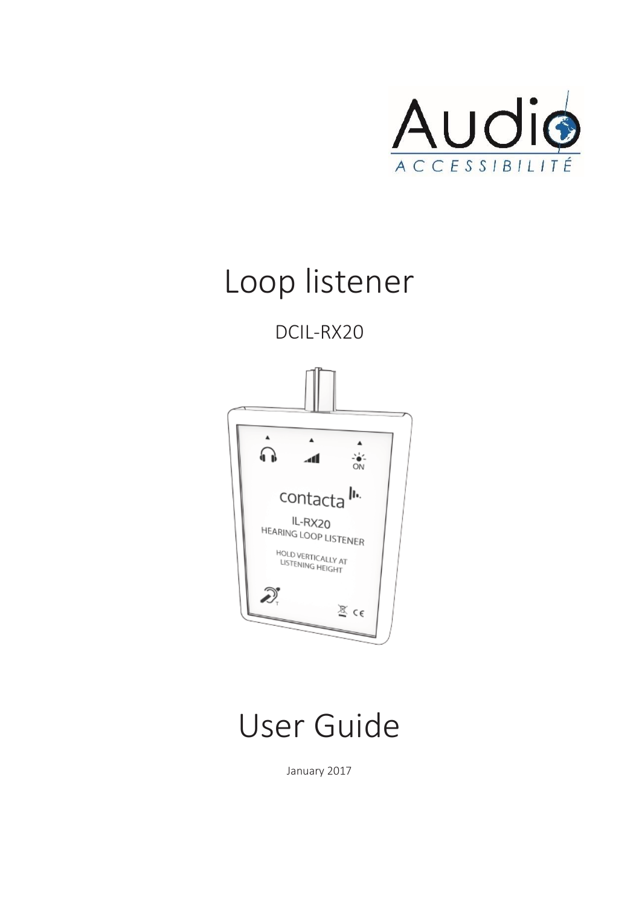# Loop listener

DCIL-RX20

# User Guide

January 2017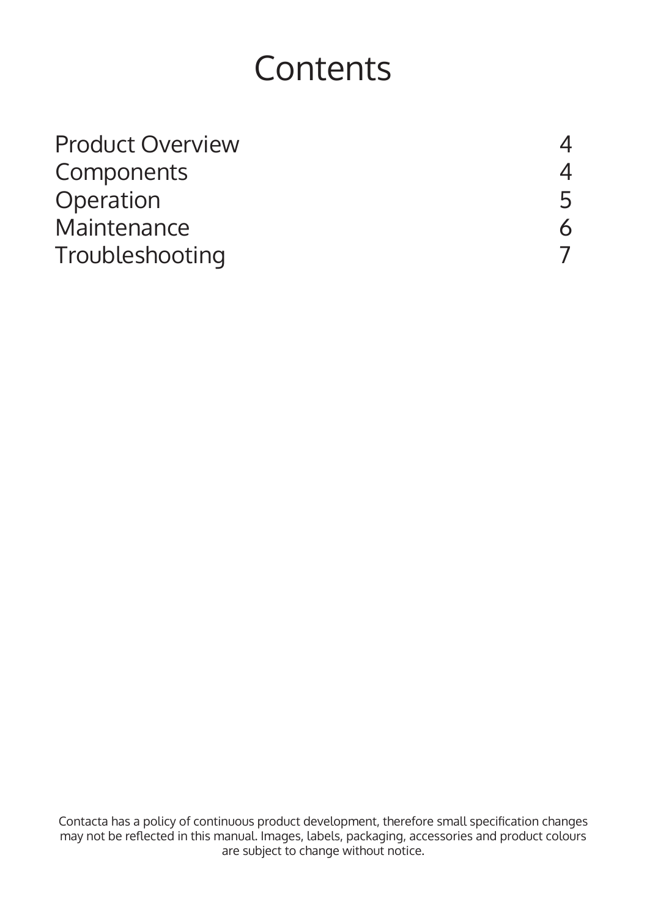# Contents

| | |
|---|---|
| Product Overview | 4 |
| Components | 4 |
| Operation | 5 |
| Maintenance | 6 |
| Troubleshooting | 7 |

Contacta has a policy of continuous product development, therefore small specification changes may not be reflected in this manual. Images, labels, packaging, accessories and product colours are subject to change without notice.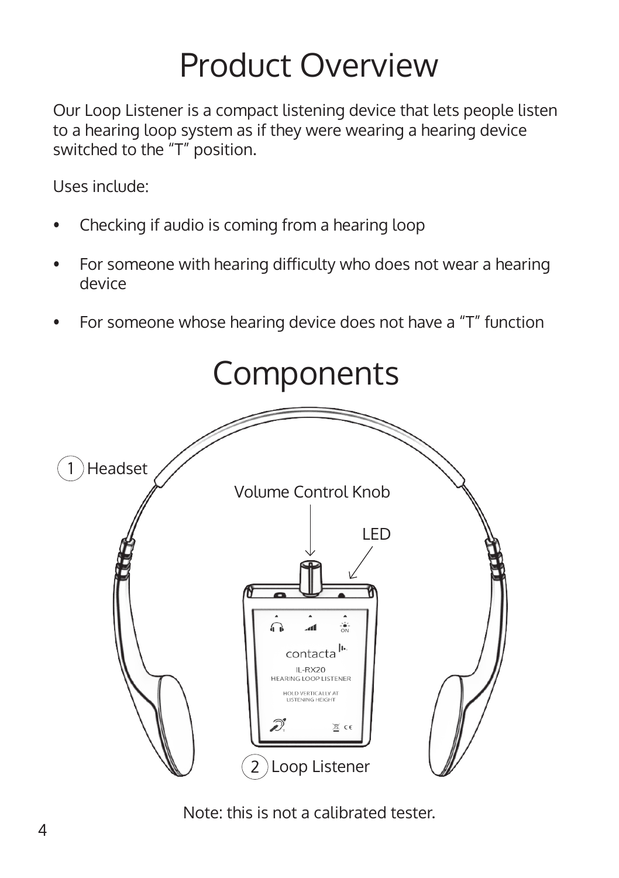# Product Overview

Our Loop Listener is a compact listening device that lets people listen to a hearing loop system as if they were wearing a hearing device switched to the "T" position.

Uses include:

- Checking if audio is coming from a hearing loop
- For someone with hearing difficulty who does not wear a hearing device
- For someone whose hearing device does not have a "T" function

# Components

1 Headset

Volume Control Knob

LED

2 Loop Listener

Note: this is not a calibrated tester.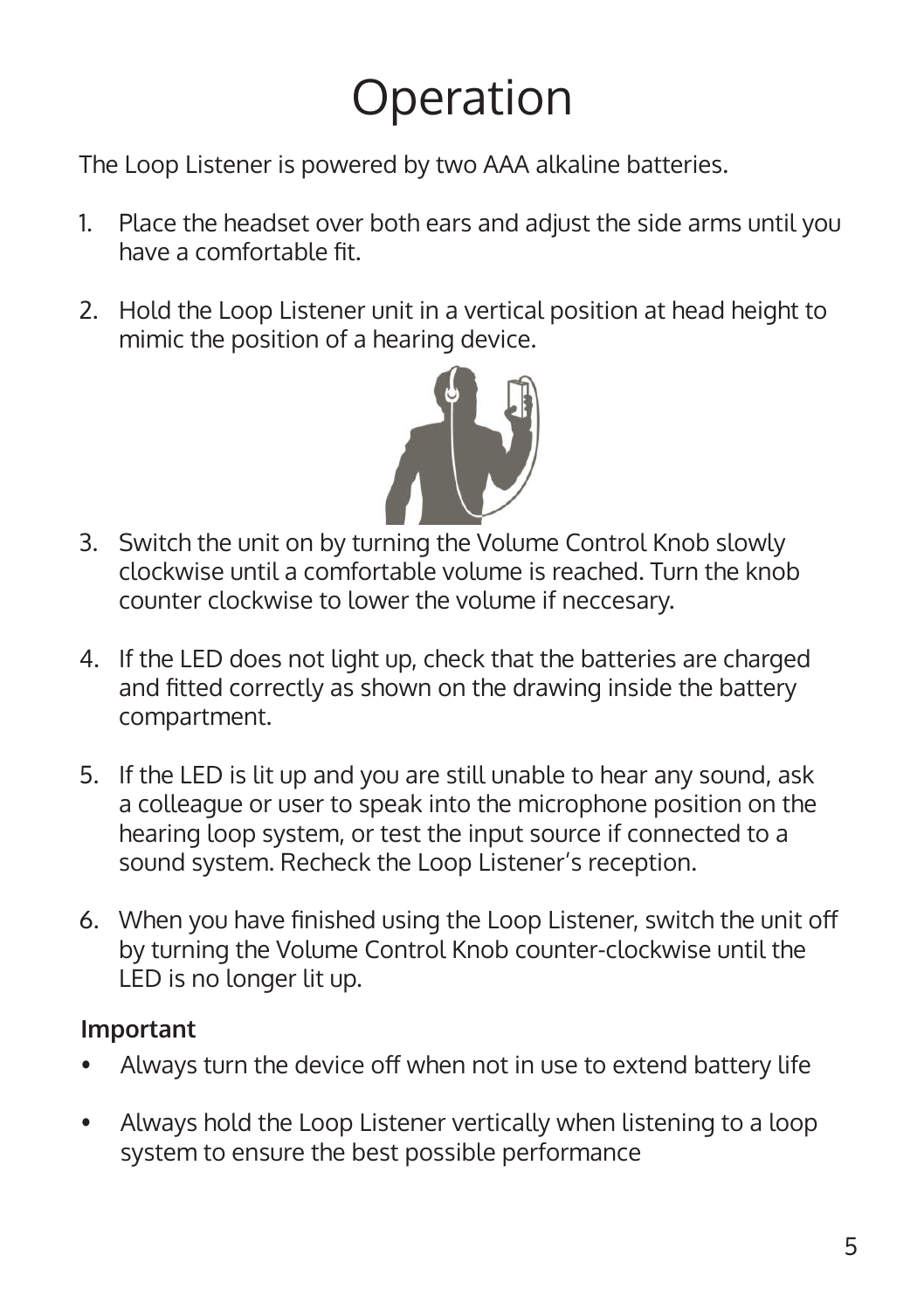# Operation

The Loop Listener is powered by two AAA alkaline batteries.

1. Place the headset over both ears and adjust the side arms until you have a comfortable fit.

2. Hold the Loop Listener unit in a vertical position at head height to mimic the position of a hearing device.

3. Switch the unit on by turning the Volume Control Knob slowly clockwise until a comfortable volume is reached. Turn the knob counter clockwise to lower the volume if neccesary.

4. If the LED does not light up, check that the batteries are charged and fitted correctly as shown on the drawing inside the battery compartment.

5. If the LED is lit up and you are still unable to hear any sound, ask a colleague or user to speak into the microphone position on the hearing loop system, or test the input source if connected to a sound system. Recheck the Loop Listener's reception.

6. When you have finished using the Loop Listener, switch the unit off by turning the Volume Control Knob counter-clockwise until the LED is no longer lit up.

**Important**

- Always turn the device off when not in use to extend battery life

- Always hold the Loop Listener vertically when listening to a loop system to ensure the best possible performance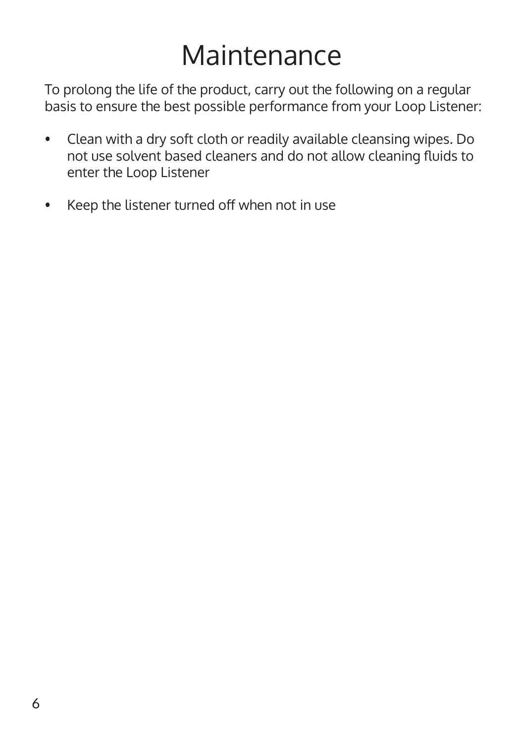# Maintenance

To prolong the life of the product, carry out the following on a regular basis to ensure the best possible performance from your Loop Listener:

- Clean with a dry soft cloth or readily available cleansing wipes. Do not use solvent based cleaners and do not allow cleaning fluids to enter the Loop Listener

- Keep the listener turned off when not in use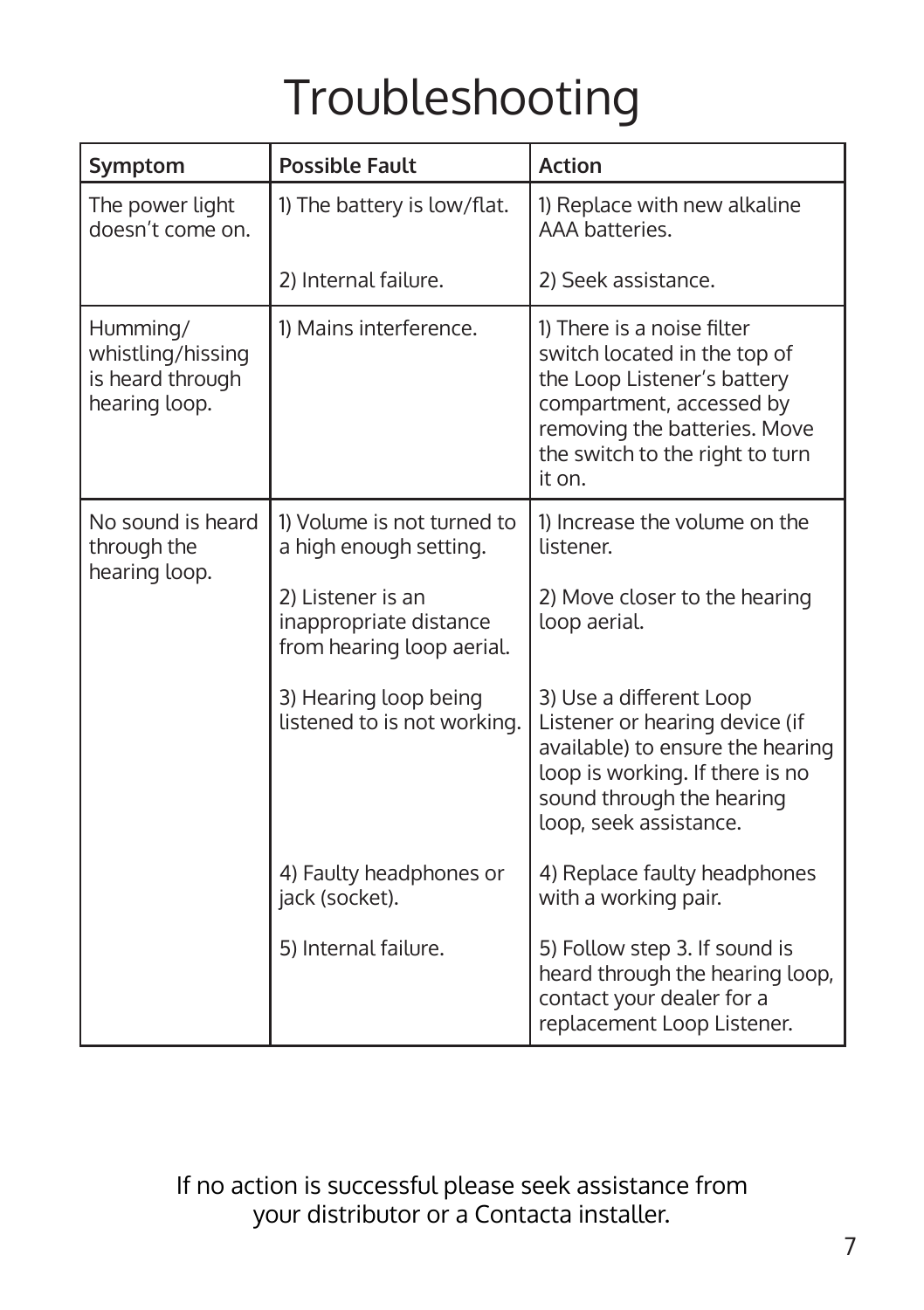# Troubleshooting

| Symptom | Possible Fault | Action |
| --- | --- | --- |
| The power light doesn't come on. | 1) The battery is low/flat. | 1) Replace with new alkaline AAA batteries. |
| | 2) Internal failure. | 2) Seek assistance. |
| Humming/ whistling/hissing is heard through hearing loop. | 1) Mains interference. | 1) There is a noise filter switch located in the top of the Loop Listener's battery compartment, accessed by removing the batteries. Move the switch to the right to turn it on. |
| No sound is heard through the hearing loop. | 1) Volume is not turned to a high enough setting. | 1) Increase the volume on the listener. |
| | 2) Listener is an inappropriate distance from hearing loop aerial. | 2) Move closer to the hearing loop aerial. |
| | 3) Hearing loop being listened to is not working. | 3) Use a different Loop Listener or hearing device (if available) to ensure the hearing loop is working. If there is no sound through the hearing loop, seek assistance. |
| | 4) Faulty headphones or jack (socket). | 4) Replace faulty headphones with a working pair. |
| | 5) Internal failure. | 5) Follow step 3. If sound is heard through the hearing loop, contact your dealer for a replacement Loop Listener. |

If no action is successful please seek assistance from your distributor or a Contacta installer.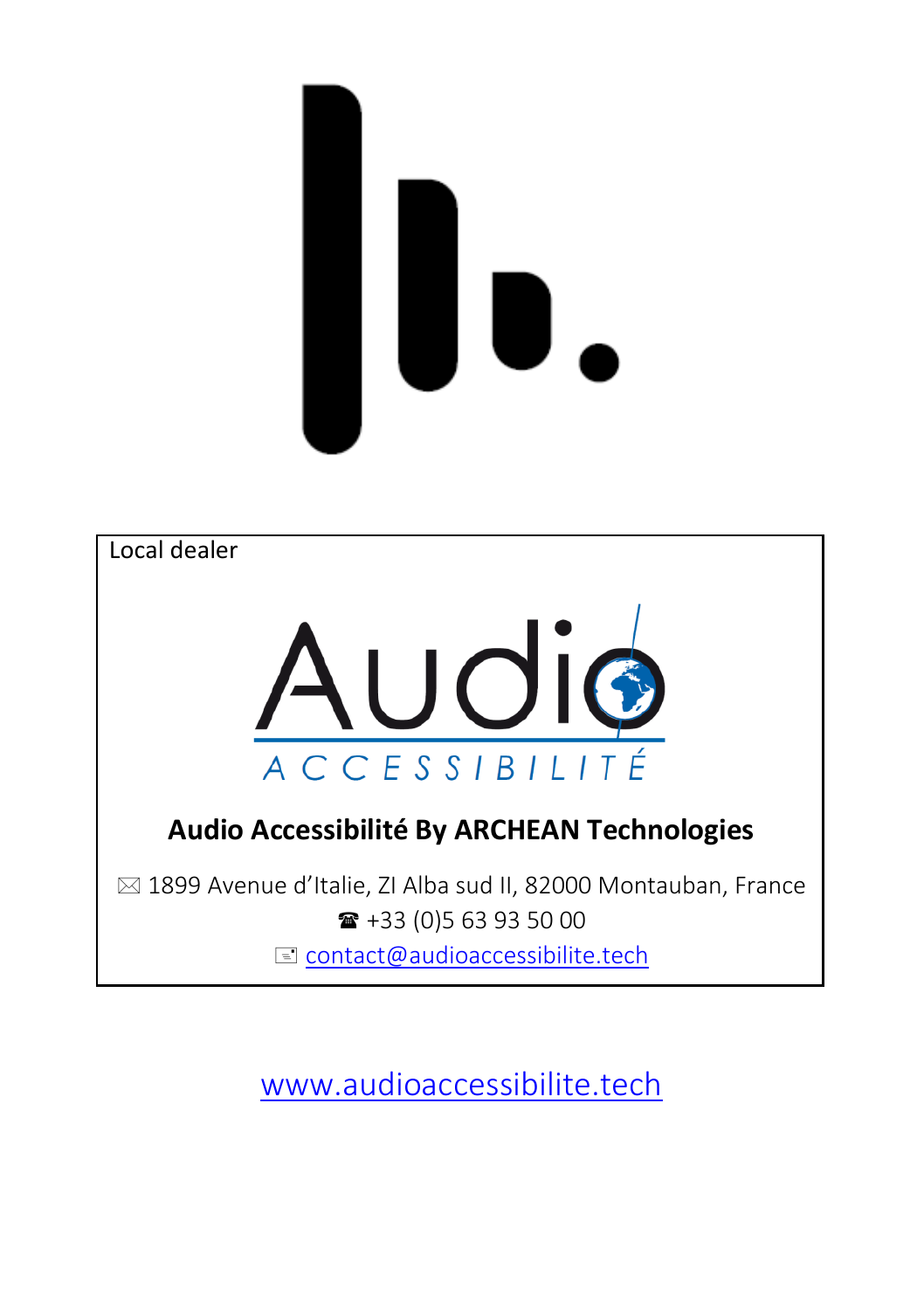Local dealer

Audio ACCESSIBILITÉ

**Audio Accessibilité By ARCHEAN Technologies**

🖂 1899 Avenue d'Italie, ZI Alba sud II, 82000 Montauban, France

☎ +33 (0)5 63 93 50 00

🖃 contact@audioaccessibilite.tech

www.audioaccessibilite.tech